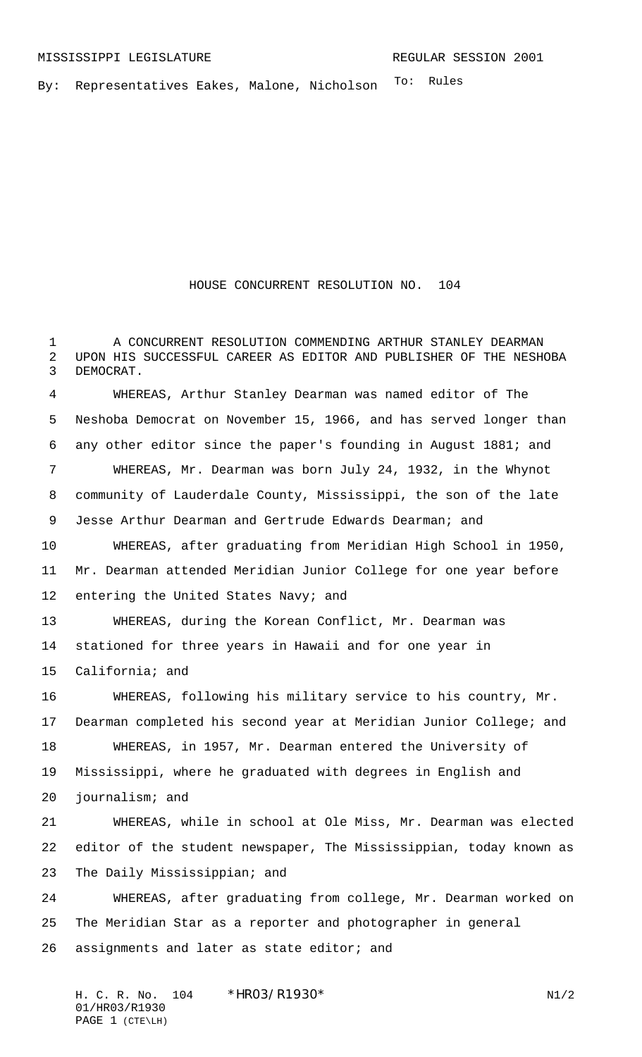MISSISSIPPI LEGISLATURE REGULAR SESSION 2001

By: Representatives Eakes, Malone, Nicholson

To: Rules

# HOUSE CONCURRENT RESOLUTION NO. 104

A CONCURRENT RESOLUTION COMMENDING ARTHUR STANLEY DEARMAN UPON HIS SUCCESSFUL CAREER AS EDITOR AND PUBLISHER OF THE NESHOBA DEMOCRAT.

WHEREAS, Arthur Stanley Dearman was named editor of The Neshoba Democrat on November 15, 1966, and has served longer than any other editor since the paper's founding in August 1881; and

WHEREAS, Mr. Dearman was born July 24, 1932, in the Whynot community of Lauderdale County, Mississippi, the son of the late Jesse Arthur Dearman and Gertrude Edwards Dearman; and

WHEREAS, after graduating from Meridian High School in 1950, Mr. Dearman attended Meridian Junior College for one year before entering the United States Navy; and

WHEREAS, during the Korean Conflict, Mr. Dearman was stationed for three years in Hawaii and for one year in California; and

WHEREAS, following his military service to his country, Mr. Dearman completed his second year at Meridian Junior College; and

WHEREAS, in 1957, Mr. Dearman entered the University of Mississippi, where he graduated with degrees in English and journalism; and

WHEREAS, while in school at Ole Miss, Mr. Dearman was elected editor of the student newspaper, The Mississippian, today known as The Daily Mississippian; and

WHEREAS, after graduating from college, Mr. Dearman worked on The Meridian Star as a reporter and photographer in general assignments and later as state editor; and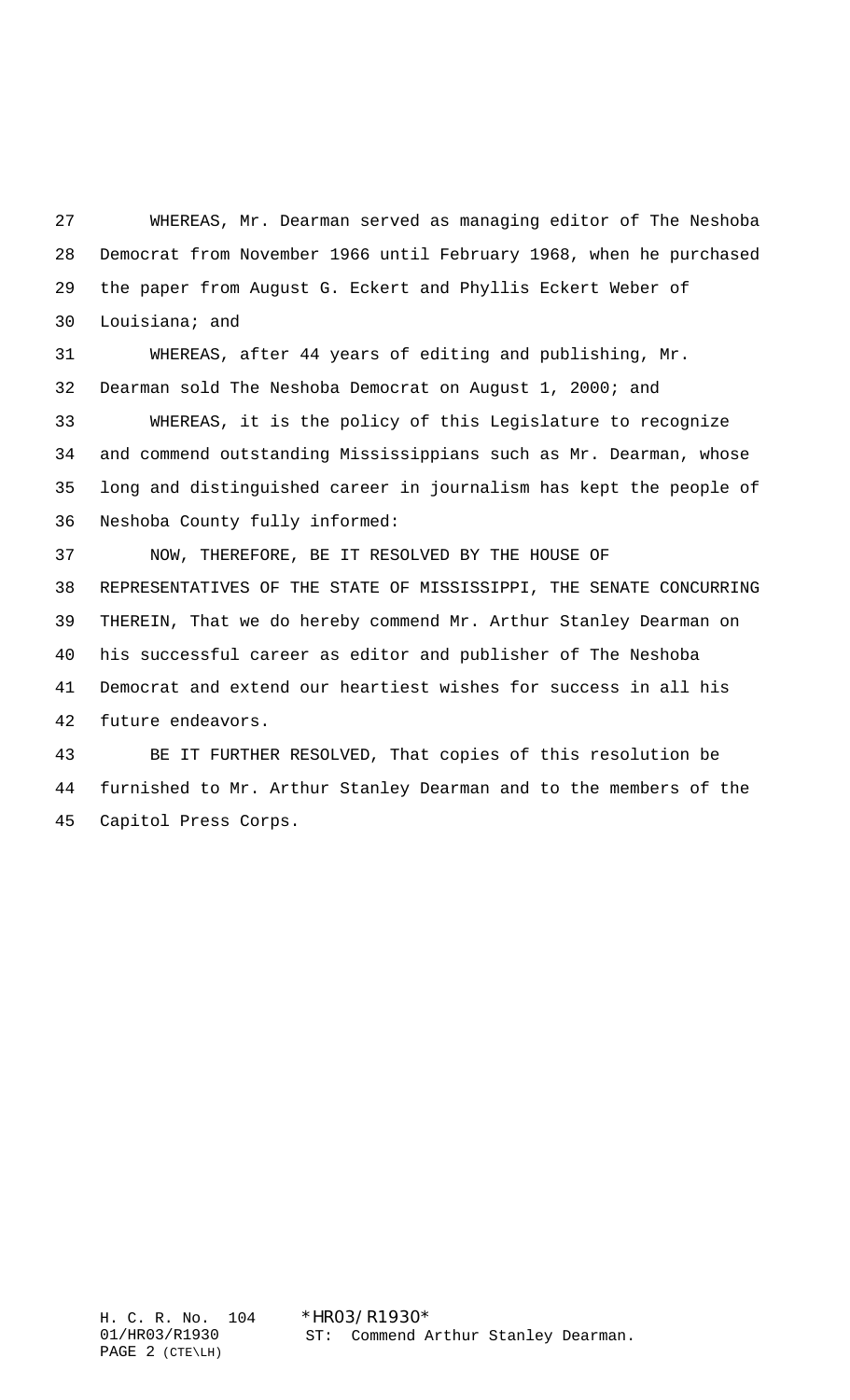WHEREAS, Mr. Dearman served as managing editor of The Neshoba Democrat from November 1966 until February 1968, when he purchased the paper from August G. Eckert and Phyllis Eckert Weber of Louisiana; and

WHEREAS, after 44 years of editing and publishing, Mr. Dearman sold The Neshoba Democrat on August 1, 2000; and

WHEREAS, it is the policy of this Legislature to recognize and commend outstanding Mississippians such as Mr. Dearman, whose long and distinguished career in journalism has kept the people of Neshoba County fully informed:

NOW, THEREFORE, BE IT RESOLVED BY THE HOUSE OF REPRESENTATIVES OF THE STATE OF MISSISSIPPI, THE SENATE CONCURRING THEREIN, That we do hereby commend Mr. Arthur Stanley Dearman on his successful career as editor and publisher of The Neshoba Democrat and extend our heartiest wishes for success in all his future endeavors.

BE IT FURTHER RESOLVED, That copies of this resolution be furnished to Mr. Arthur Stanley Dearman and to the members of the Capitol Press Corps.